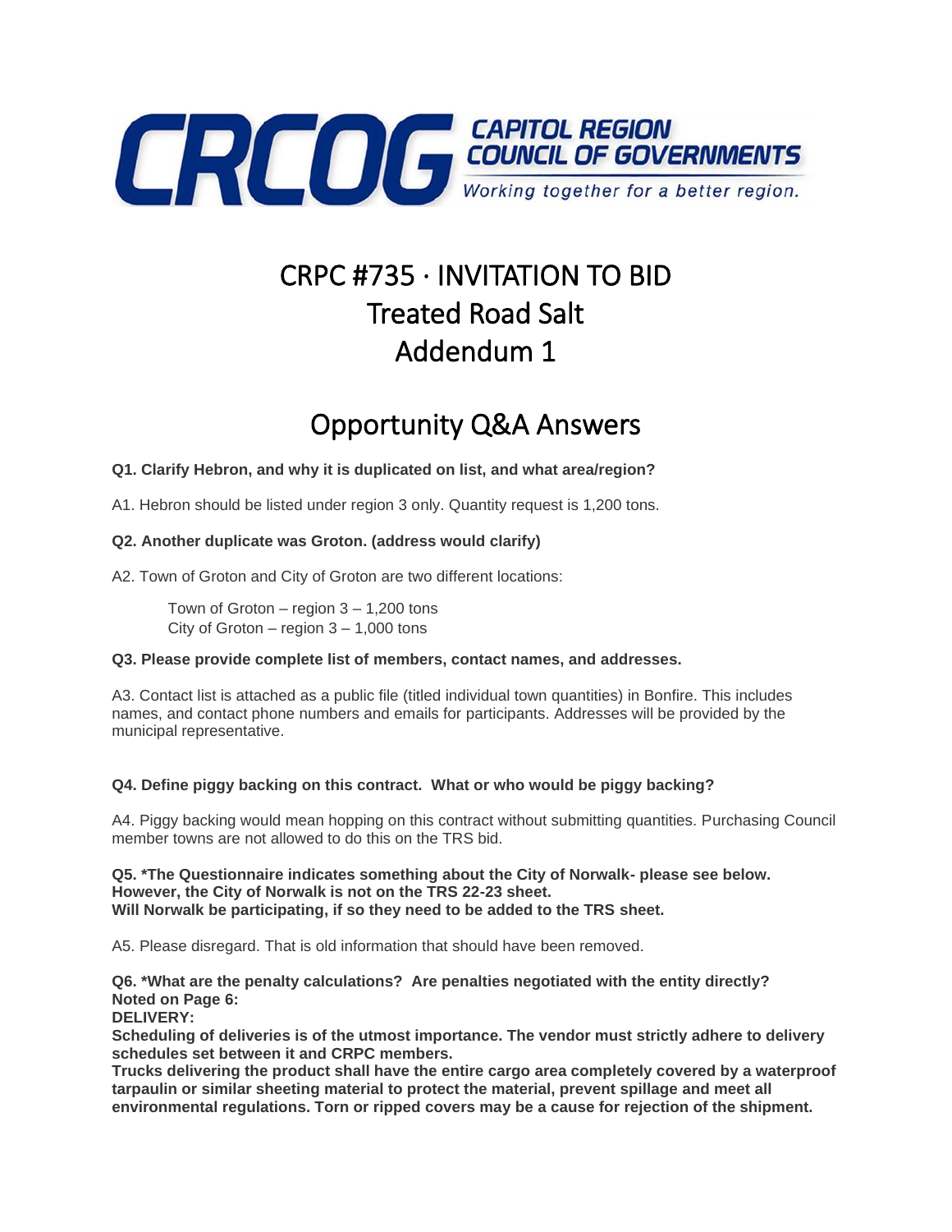CRCOG CAPITOL REGION COUNCIL OF GOVERNMENTS
Working together for a better region.

# CRPC #735 · INVITATION TO BID
# Treated Road Salt
# Addendum 1

## Opportunity Q&A Answers

**Q1. Clarify Hebron, and why it is duplicated on list, and what area/region?**

A1. Hebron should be listed under region 3 only. Quantity request is 1,200 tons.

**Q2. Another duplicate was Groton. (address would clarify)**

A2. Town of Groton and City of Groton are two different locations:

Town of Groton – region 3 – 1,200 tons
City of Groton – region 3 – 1,000 tons

**Q3. Please provide complete list of members, contact names, and addresses.**

A3. Contact list is attached as a public file (titled individual town quantities) in Bonfire. This includes names, and contact phone numbers and emails for participants. Addresses will be provided by the municipal representative.

**Q4. Define piggy backing on this contract. What or who would be piggy backing?**

A4. Piggy backing would mean hopping on this contract without submitting quantities. Purchasing Council member towns are not allowed to do this on the TRS bid.

**Q5. *The Questionnaire indicates something about the City of Norwalk- please see below. However, the City of Norwalk is not on the TRS 22-23 sheet. Will Norwalk be participating, if so they need to be added to the TRS sheet.**

A5. Please disregard. That is old information that should have been removed.

**Q6. *What are the penalty calculations? Are penalties negotiated with the entity directly? Noted on Page 6:**
**DELIVERY:**
**Scheduling of deliveries is of the utmost importance. The vendor must strictly adhere to delivery schedules set between it and CRPC members.**
**Trucks delivering the product shall have the entire cargo area completely covered by a waterproof tarpaulin or similar sheeting material to protect the material, prevent spillage and meet all environmental regulations. Torn or ripped covers may be a cause for rejection of the shipment.**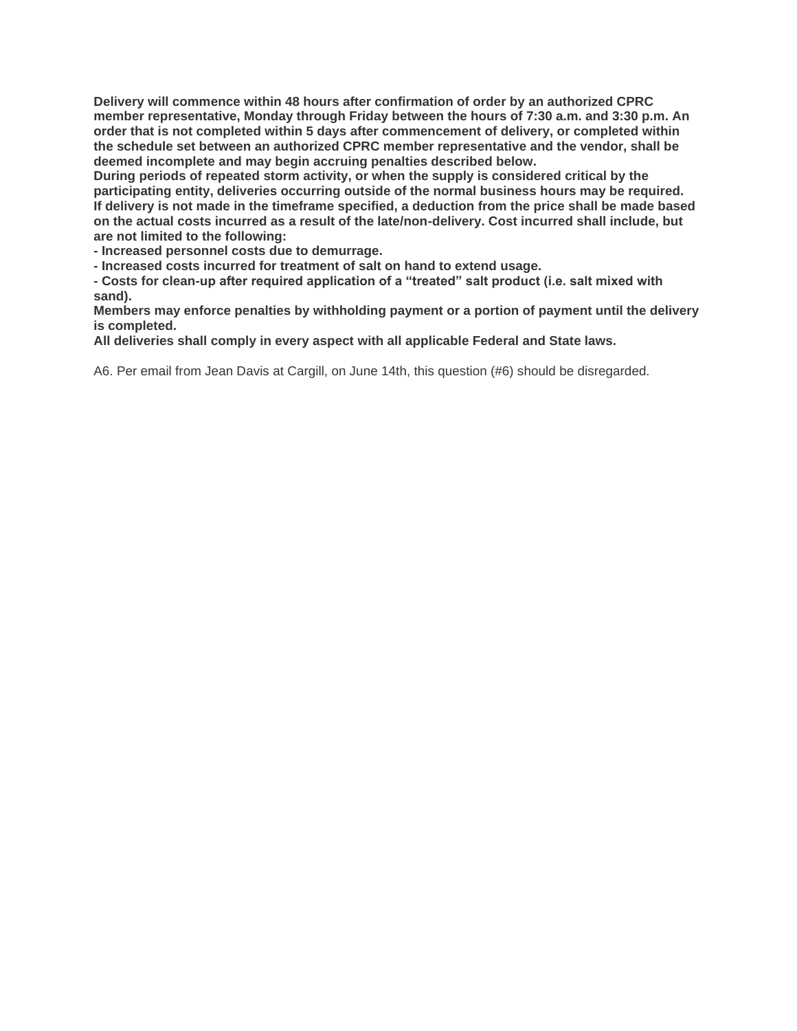**Delivery will commence within 48 hours after confirmation of order by an authorized CPRC member representative, Monday through Friday between the hours of 7:30 a.m. and 3:30 p.m. An order that is not completed within 5 days after commencement of delivery, or completed within the schedule set between an authorized CPRC member representative and the vendor, shall be deemed incomplete and may begin accruing penalties described below.**

**During periods of repeated storm activity, or when the supply is considered critical by the participating entity, deliveries occurring outside of the normal business hours may be required.**

**If delivery is not made in the timeframe specified, a deduction from the price shall be made based on the actual costs incurred as a result of the late/non-delivery. Cost incurred shall include, but are not limited to the following:**

**- Increased personnel costs due to demurrage.**

**- Increased costs incurred for treatment of salt on hand to extend usage.**

**- Costs for clean-up after required application of a "treated" salt product (i.e. salt mixed with sand).**

**Members may enforce penalties by withholding payment or a portion of payment until the delivery is completed.**

**All deliveries shall comply in every aspect with all applicable Federal and State laws.**

A6. Per email from Jean Davis at Cargill, on June 14th, this question (#6) should be disregarded.